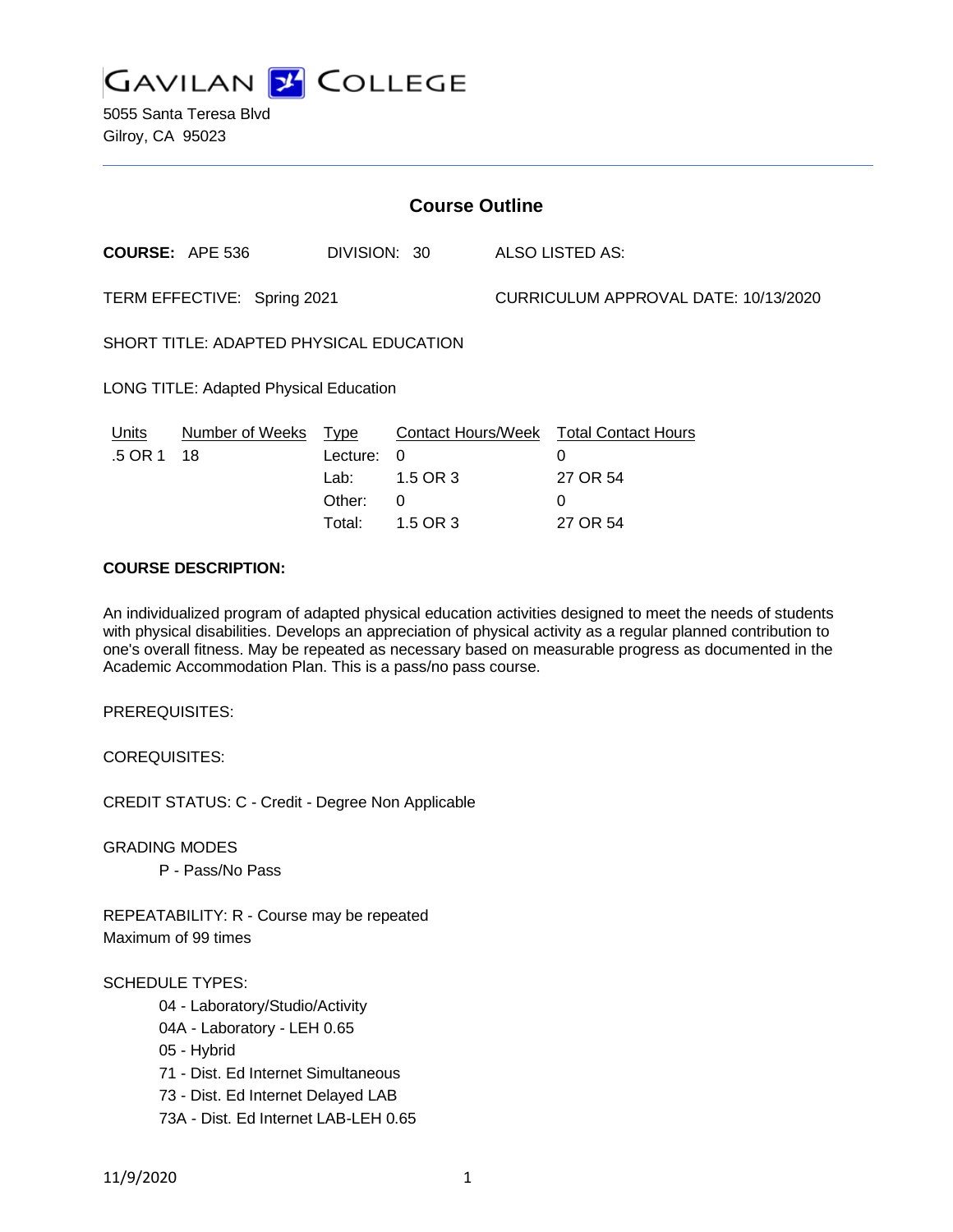# GAVILAN COLLEGE

5055 Santa Teresa Blvd
Gilroy, CA 95023

## Course Outline

**COURSE:** APE 536 DIVISION: 30 ALSO LISTED AS:

TERM EFFECTIVE: Spring 2021 CURRICULUM APPROVAL DATE: 10/13/2020

SHORT TITLE: ADAPTED PHYSICAL EDUCATION

LONG TITLE: Adapted Physical Education

| Units | Number of Weeks | Type | Contact Hours/Week | Total Contact Hours |
|---|---|---|---|---|
| .5 OR 1 | 18 | Lecture: | 0 | 0 |
| | | Lab: | 1.5 OR 3 | 27 OR 54 |
| | | Other: | 0 | 0 |
| | | Total: | 1.5 OR 3 | 27 OR 54 |

**COURSE DESCRIPTION:**

An individualized program of adapted physical education activities designed to meet the needs of students with physical disabilities. Develops an appreciation of physical activity as a regular planned contribution to one's overall fitness. May be repeated as necessary based on measurable progress as documented in the Academic Accommodation Plan. This is a pass/no pass course.

PREREQUISITES:

COREQUISITES:

CREDIT STATUS: C - Credit - Degree Non Applicable

GRADING MODES

- P - Pass/No Pass

REPEATABILITY: R - Course may be repeated
Maximum of 99 times

SCHEDULE TYPES:

- 04 - Laboratory/Studio/Activity
- 04A - Laboratory - LEH 0.65
- 05 - Hybrid
- 71 - Dist. Ed Internet Simultaneous
- 73 - Dist. Ed Internet Delayed LAB
- 73A - Dist. Ed Internet LAB-LEH 0.65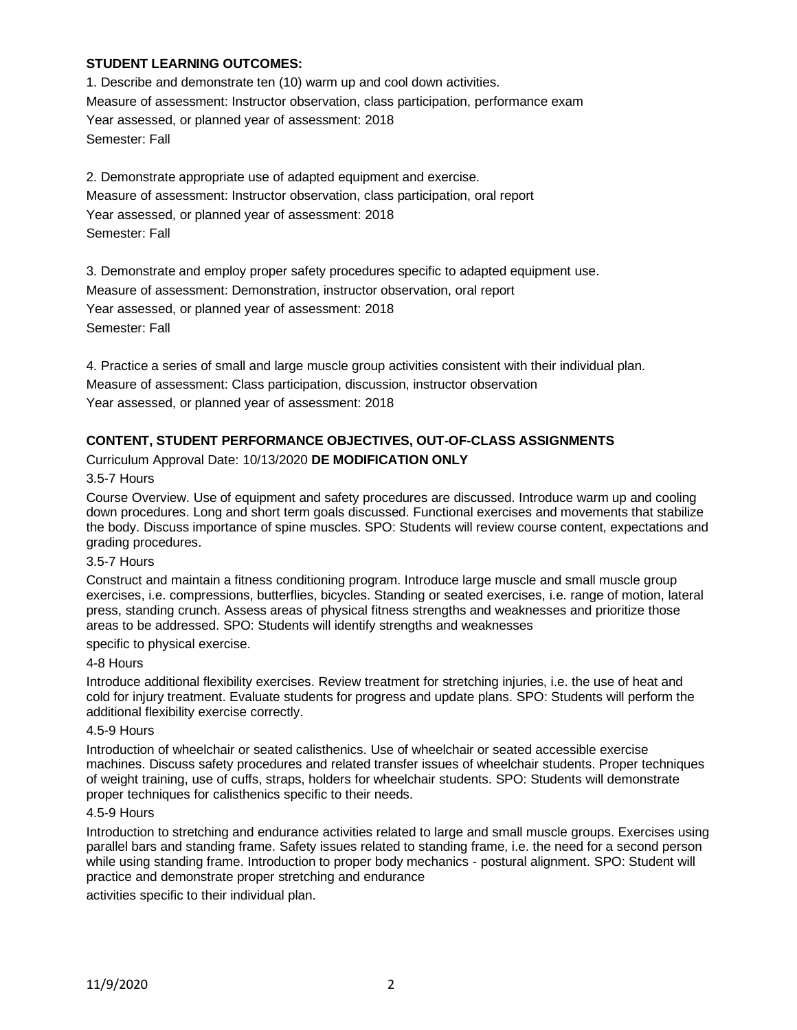**STUDENT LEARNING OUTCOMES:**

1. Describe and demonstrate ten (10) warm up and cool down activities.
Measure of assessment: Instructor observation, class participation, performance exam
Year assessed, or planned year of assessment: 2018
Semester: Fall

2. Demonstrate appropriate use of adapted equipment and exercise.
Measure of assessment: Instructor observation, class participation, oral report
Year assessed, or planned year of assessment: 2018
Semester: Fall

3. Demonstrate and employ proper safety procedures specific to adapted equipment use.
Measure of assessment: Demonstration, instructor observation, oral report
Year assessed, or planned year of assessment: 2018
Semester: Fall

4. Practice a series of small and large muscle group activities consistent with their individual plan.
Measure of assessment: Class participation, discussion, instructor observation
Year assessed, or planned year of assessment: 2018

**CONTENT, STUDENT PERFORMANCE OBJECTIVES, OUT-OF-CLASS ASSIGNMENTS**

Curriculum Approval Date: 10/13/2020 **DE MODIFICATION ONLY**

3.5-7 Hours

Course Overview. Use of equipment and safety procedures are discussed. Introduce warm up and cooling down procedures. Long and short term goals discussed. Functional exercises and movements that stabilize the body. Discuss importance of spine muscles. SPO: Students will review course content, expectations and grading procedures.

3.5-7 Hours

Construct and maintain a fitness conditioning program. Introduce large muscle and small muscle group exercises, i.e. compressions, butterflies, bicycles. Standing or seated exercises, i.e. range of motion, lateral press, standing crunch. Assess areas of physical fitness strengths and weaknesses and prioritize those areas to be addressed. SPO: Students will identify strengths and weaknesses specific to physical exercise.

4-8 Hours

Introduce additional flexibility exercises. Review treatment for stretching injuries, i.e. the use of heat and cold for injury treatment. Evaluate students for progress and update plans. SPO: Students will perform the additional flexibility exercise correctly.

4.5-9 Hours

Introduction of wheelchair or seated calisthenics. Use of wheelchair or seated accessible exercise machines. Discuss safety procedures and related transfer issues of wheelchair students. Proper techniques of weight training, use of cuffs, straps, holders for wheelchair students. SPO: Students will demonstrate proper techniques for calisthenics specific to their needs.

4.5-9 Hours

Introduction to stretching and endurance activities related to large and small muscle groups. Exercises using parallel bars and standing frame. Safety issues related to standing frame, i.e. the need for a second person while using standing frame. Introduction to proper body mechanics - postural alignment. SPO: Student will practice and demonstrate proper stretching and endurance activities specific to their individual plan.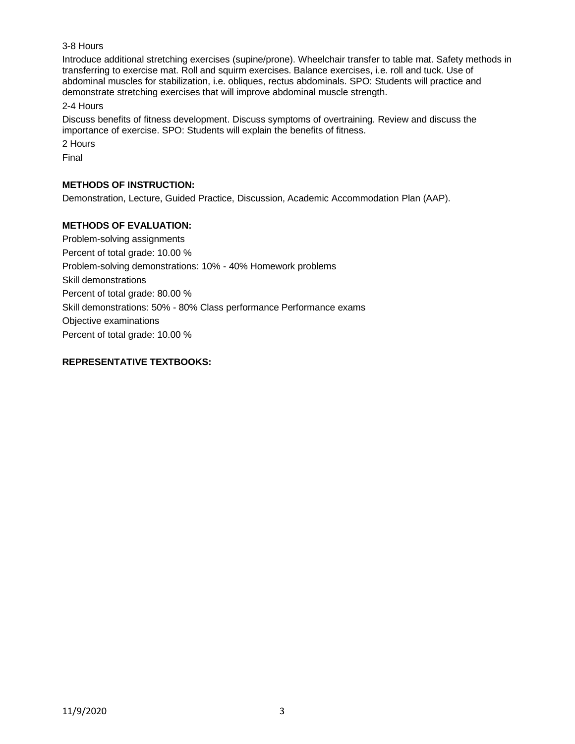3-8 Hours

Introduce additional stretching exercises (supine/prone). Wheelchair transfer to table mat. Safety methods in transferring to exercise mat. Roll and squirm exercises. Balance exercises, i.e. roll and tuck. Use of abdominal muscles for stabilization, i.e. obliques, rectus abdominals. SPO: Students will practice and demonstrate stretching exercises that will improve abdominal muscle strength.

2-4 Hours

Discuss benefits of fitness development. Discuss symptoms of overtraining. Review and discuss the importance of exercise. SPO: Students will explain the benefits of fitness.

2 Hours

Final

**METHODS OF INSTRUCTION:**

Demonstration, Lecture, Guided Practice, Discussion, Academic Accommodation Plan (AAP).

**METHODS OF EVALUATION:**

Problem-solving assignments

Percent of total grade: 10.00 %

Problem-solving demonstrations: 10% - 40% Homework problems

Skill demonstrations

Percent of total grade: 80.00 %

Skill demonstrations: 50% - 80% Class performance Performance exams

Objective examinations

Percent of total grade: 10.00 %

**REPRESENTATIVE TEXTBOOKS:**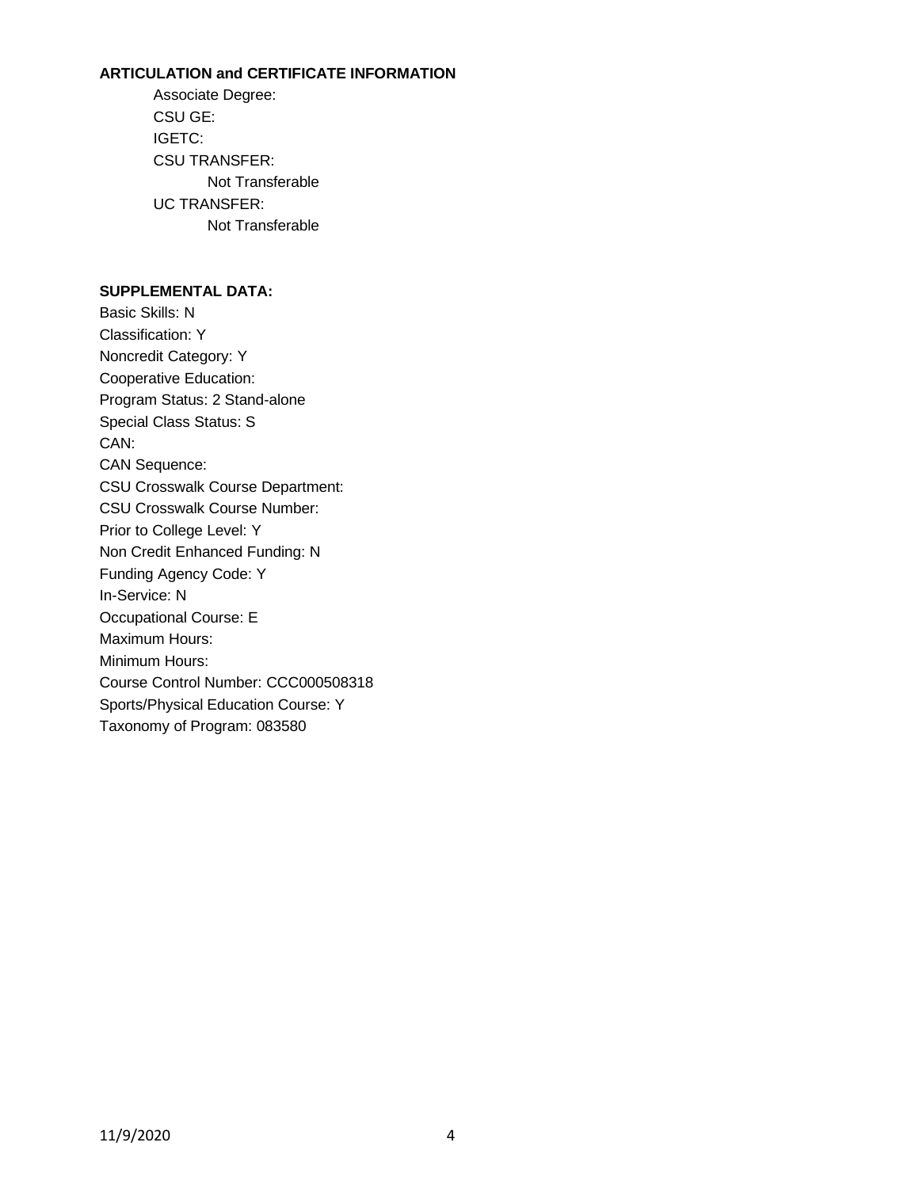**ARTICULATION and CERTIFICATE INFORMATION**

Associate Degree:

CSU GE:

IGETC:

CSU TRANSFER:

Not Transferable

UC TRANSFER:

Not Transferable

**SUPPLEMENTAL DATA:**

Basic Skills: N

Classification: Y

Noncredit Category: Y

Cooperative Education:

Program Status: 2 Stand-alone

Special Class Status: S

CAN:

CAN Sequence:

CSU Crosswalk Course Department:

CSU Crosswalk Course Number:

Prior to College Level: Y

Non Credit Enhanced Funding: N

Funding Agency Code: Y

In-Service: N

Occupational Course: E

Maximum Hours:

Minimum Hours:

Course Control Number: CCC000508318

Sports/Physical Education Course: Y

Taxonomy of Program: 083580